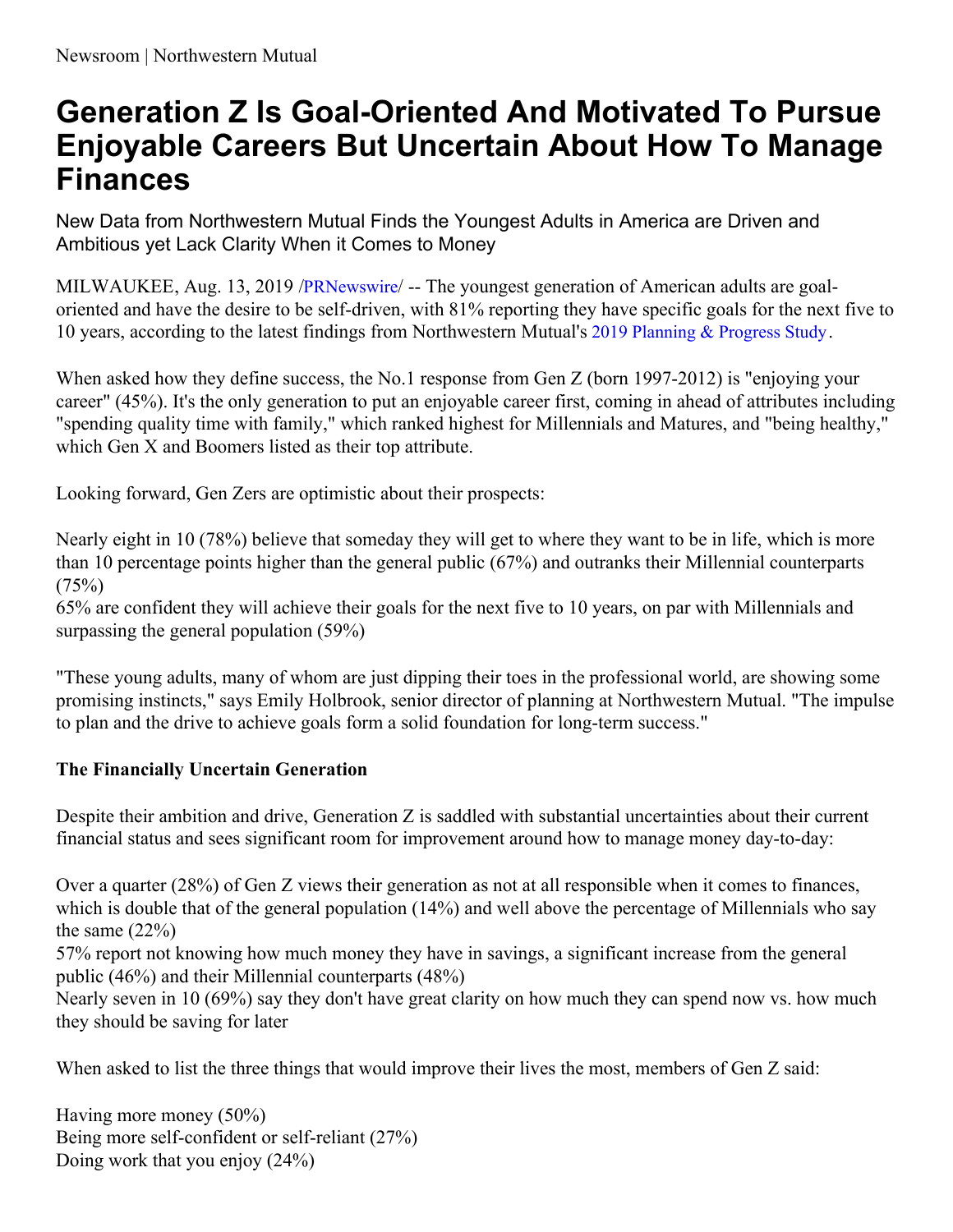Newsroom | Northwestern Mutual

# Generation Z Is Goal-Oriented And Motivated To Pursue Enjoyable Careers But Uncertain About How To Manage Finances

New Data from Northwestern Mutual Finds the Youngest Adults in America are Driven and Ambitious yet Lack Clarity When it Comes to Money

MILWAUKEE, Aug. 13, 2019 /PRNewswire/ -- The youngest generation of American adults are goal-oriented and have the desire to be self-driven, with 81% reporting they have specific goals for the next five to 10 years, according to the latest findings from Northwestern Mutual's 2019 Planning & Progress Study.

When asked how they define success, the No.1 response from Gen Z (born 1997-2012) is "enjoying your career" (45%). It's the only generation to put an enjoyable career first, coming in ahead of attributes including "spending quality time with family," which ranked highest for Millennials and Matures, and "being healthy," which Gen X and Boomers listed as their top attribute.

Looking forward, Gen Zers are optimistic about their prospects:

Nearly eight in 10 (78%) believe that someday they will get to where they want to be in life, which is more than 10 percentage points higher than the general public (67%) and outranks their Millennial counterparts (75%)

65% are confident they will achieve their goals for the next five to 10 years, on par with Millennials and surpassing the general population (59%)

"These young adults, many of whom are just dipping their toes in the professional world, are showing some promising instincts," says Emily Holbrook, senior director of planning at Northwestern Mutual. "The impulse to plan and the drive to achieve goals form a solid foundation for long-term success."

**The Financially Uncertain Generation**

Despite their ambition and drive, Generation Z is saddled with substantial uncertainties about their current financial status and sees significant room for improvement around how to manage money day-to-day:

Over a quarter (28%) of Gen Z views their generation as not at all responsible when it comes to finances, which is double that of the general population (14%) and well above the percentage of Millennials who say the same (22%)

57% report not knowing how much money they have in savings, a significant increase from the general public (46%) and their Millennial counterparts (48%)

Nearly seven in 10 (69%) say they don't have great clarity on how much they can spend now vs. how much they should be saving for later

When asked to list the three things that would improve their lives the most, members of Gen Z said:

Having more money (50%)
Being more self-confident or self-reliant (27%)
Doing work that you enjoy (24%)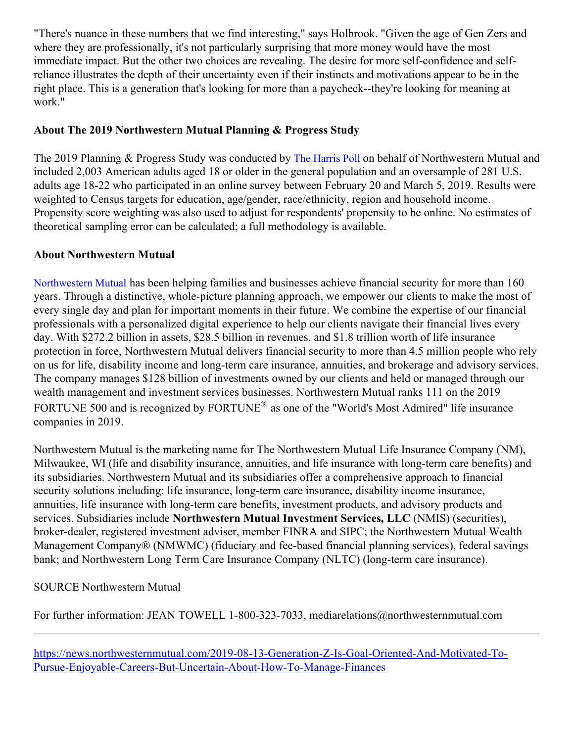"There's nuance in these numbers that we find interesting," says Holbrook. "Given the age of Gen Zers and where they are professionally, it's not particularly surprising that more money would have the most immediate impact. But the other two choices are revealing. The desire for more self-confidence and self-reliance illustrates the depth of their uncertainty even if their instincts and motivations appear to be in the right place. This is a generation that's looking for more than a paycheck--they're looking for meaning at work."

**About The 2019 Northwestern Mutual Planning & Progress Study**

The 2019 Planning & Progress Study was conducted by The Harris Poll on behalf of Northwestern Mutual and included 2,003 American adults aged 18 or older in the general population and an oversample of 281 U.S. adults age 18-22 who participated in an online survey between February 20 and March 5, 2019. Results were weighted to Census targets for education, age/gender, race/ethnicity, region and household income. Propensity score weighting was also used to adjust for respondents' propensity to be online. No estimates of theoretical sampling error can be calculated; a full methodology is available.

**About Northwestern Mutual**

Northwestern Mutual has been helping families and businesses achieve financial security for more than 160 years. Through a distinctive, whole-picture planning approach, we empower our clients to make the most of every single day and plan for important moments in their future. We combine the expertise of our financial professionals with a personalized digital experience to help our clients navigate their financial lives every day. With $272.2 billion in assets, $28.5 billion in revenues, and $1.8 trillion worth of life insurance protection in force, Northwestern Mutual delivers financial security to more than 4.5 million people who rely on us for life, disability income and long-term care insurance, annuities, and brokerage and advisory services. The company manages $128 billion of investments owned by our clients and held or managed through our wealth management and investment services businesses. Northwestern Mutual ranks 111 on the 2019 FORTUNE 500 and is recognized by FORTUNE® as one of the "World's Most Admired" life insurance companies in 2019.

Northwestern Mutual is the marketing name for The Northwestern Mutual Life Insurance Company (NM), Milwaukee, WI (life and disability insurance, annuities, and life insurance with long-term care benefits) and its subsidiaries. Northwestern Mutual and its subsidiaries offer a comprehensive approach to financial security solutions including: life insurance, long-term care insurance, disability income insurance, annuities, life insurance with long-term care benefits, investment products, and advisory products and services. Subsidiaries include **Northwestern Mutual Investment Services, LLC** (NMIS) (securities), broker-dealer, registered investment adviser, member FINRA and SIPC; the Northwestern Mutual Wealth Management Company® (NMWMC) (fiduciary and fee-based financial planning services), federal savings bank; and Northwestern Long Term Care Insurance Company (NLTC) (long-term care insurance).

SOURCE Northwestern Mutual

For further information: JEAN TOWELL 1-800-323-7033, mediarelations@northwesternmutual.com

---

https://news.northwesternmutual.com/2019-08-13-Generation-Z-Is-Goal-Oriented-And-Motivated-To-Pursue-Enjoyable-Careers-But-Uncertain-About-How-To-Manage-Finances